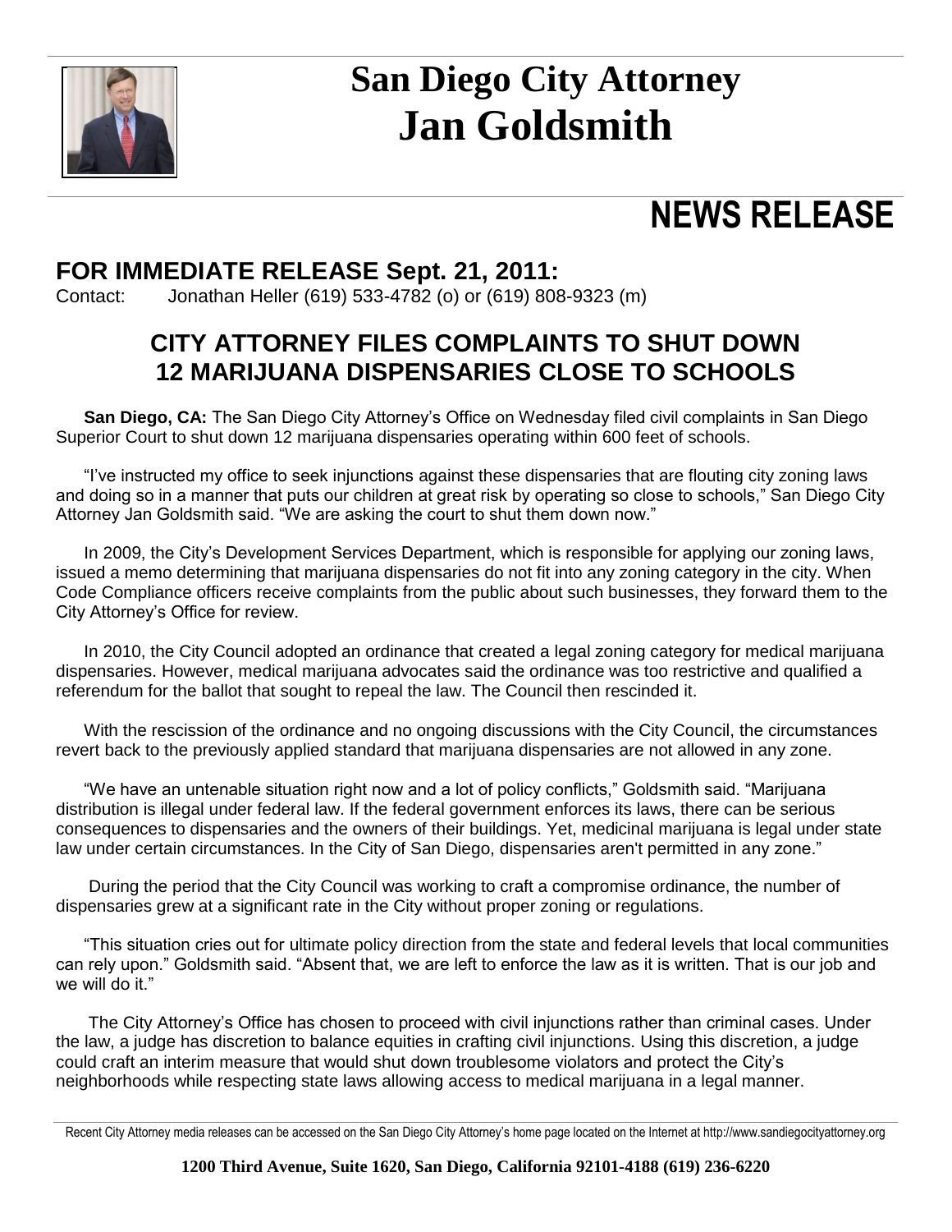# San Diego City Attorney Jan Goldsmith

# NEWS RELEASE

## FOR IMMEDIATE RELEASE Sept. 21, 2011:

Contact: Jonathan Heller (619) 533-4782 (o) or (619) 808-9323 (m)

## CITY ATTORNEY FILES COMPLAINTS TO SHUT DOWN 12 MARIJUANA DISPENSARIES CLOSE TO SCHOOLS

**San Diego, CA:** The San Diego City Attorney's Office on Wednesday filed civil complaints in San Diego Superior Court to shut down 12 marijuana dispensaries operating within 600 feet of schools.

"I've instructed my office to seek injunctions against these dispensaries that are flouting city zoning laws and doing so in a manner that puts our children at great risk by operating so close to schools," San Diego City Attorney Jan Goldsmith said. "We are asking the court to shut them down now."

In 2009, the City's Development Services Department, which is responsible for applying our zoning laws, issued a memo determining that marijuana dispensaries do not fit into any zoning category in the city. When Code Compliance officers receive complaints from the public about such businesses, they forward them to the City Attorney's Office for review.

In 2010, the City Council adopted an ordinance that created a legal zoning category for medical marijuana dispensaries. However, medical marijuana advocates said the ordinance was too restrictive and qualified a referendum for the ballot that sought to repeal the law. The Council then rescinded it.

With the rescission of the ordinance and no ongoing discussions with the City Council, the circumstances revert back to the previously applied standard that marijuana dispensaries are not allowed in any zone.

"We have an untenable situation right now and a lot of policy conflicts," Goldsmith said. "Marijuana distribution is illegal under federal law. If the federal government enforces its laws, there can be serious consequences to dispensaries and the owners of their buildings. Yet, medicinal marijuana is legal under state law under certain circumstances. In the City of San Diego, dispensaries aren't permitted in any zone."

During the period that the City Council was working to craft a compromise ordinance, the number of dispensaries grew at a significant rate in the City without proper zoning or regulations.

"This situation cries out for ultimate policy direction from the state and federal levels that local communities can rely upon." Goldsmith said. "Absent that, we are left to enforce the law as it is written. That is our job and we will do it."

The City Attorney's Office has chosen to proceed with civil injunctions rather than criminal cases. Under the law, a judge has discretion to balance equities in crafting civil injunctions. Using this discretion, a judge could craft an interim measure that would shut down troublesome violators and protect the City's neighborhoods while respecting state laws allowing access to medical marijuana in a legal manner.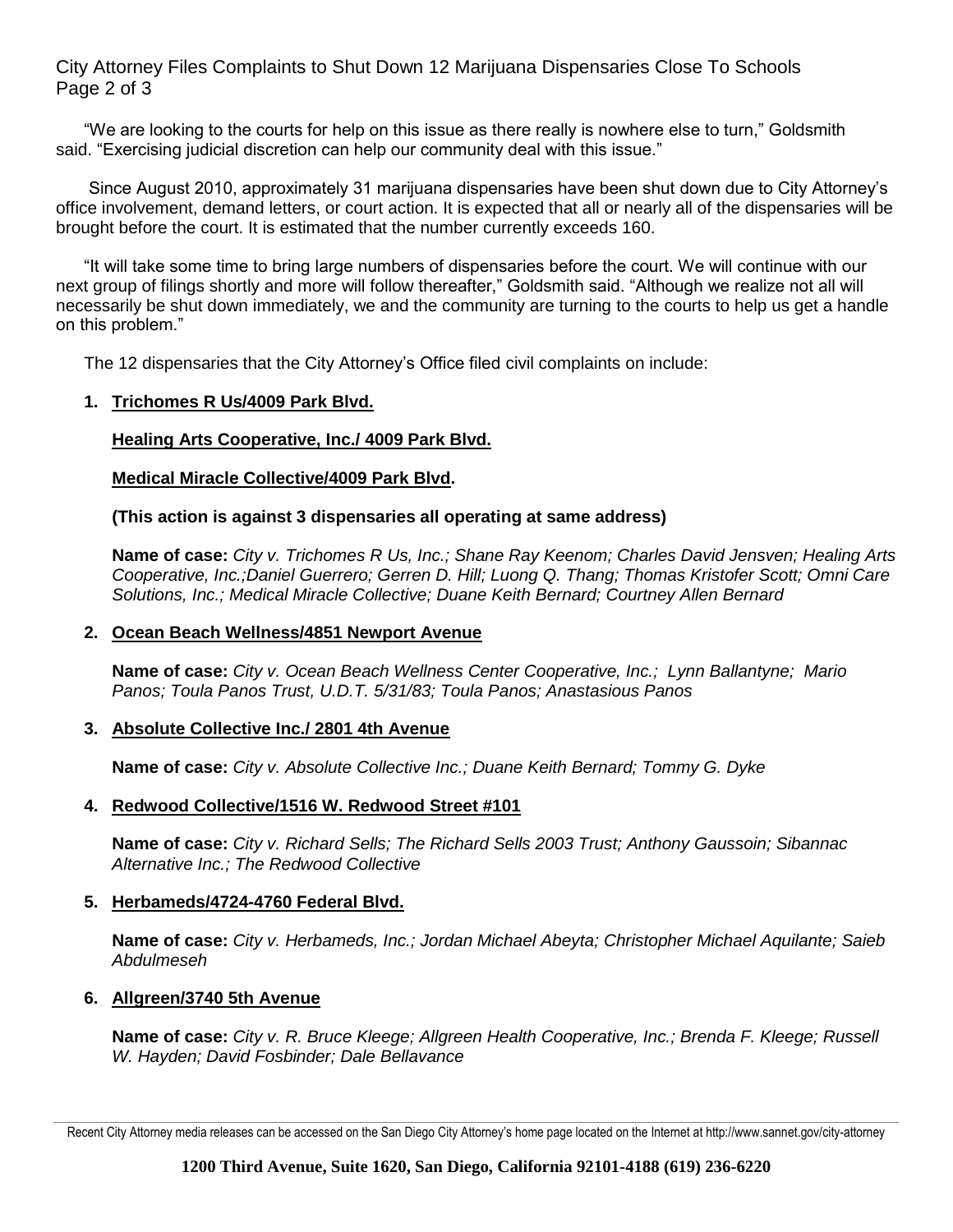"We are looking to the courts for help on this issue as there really is nowhere else to turn," Goldsmith said. "Exercising judicial discretion can help our community deal with this issue."

Since August 2010, approximately 31 marijuana dispensaries have been shut down due to City Attorney's office involvement, demand letters, or court action. It is expected that all or nearly all of the dispensaries will be brought before the court. It is estimated that the number currently exceeds 160.

"It will take some time to bring large numbers of dispensaries before the court. We will continue with our next group of filings shortly and more will follow thereafter," Goldsmith said. "Although we realize not all will necessarily be shut down immediately, we and the community are turning to the courts to help us get a handle on this problem."

The 12 dispensaries that the City Attorney's Office filed civil complaints on include:

1. **Trichomes R Us/4009 Park Blvd.**

   **Healing Arts Cooperative, Inc./ 4009 Park Blvd.**

   **Medical Miracle Collective/4009 Park Blvd.**

   **(This action is against 3 dispensaries all operating at same address)**

   **Name of case:** *City v. Trichomes R Us, Inc.; Shane Ray Keenom; Charles David Jensven; Healing Arts Cooperative, Inc.;Daniel Guerrero; Gerren D. Hill; Luong Q. Thang; Thomas Kristofer Scott; Omni Care Solutions, Inc.; Medical Miracle Collective; Duane Keith Bernard; Courtney Allen Bernard*

2. **Ocean Beach Wellness/4851 Newport Avenue**

   **Name of case:** *City v. Ocean Beach Wellness Center Cooperative, Inc.; Lynn Ballantyne; Mario Panos; Toula Panos Trust, U.D.T. 5/31/83; Toula Panos; Anastasious Panos*

3. **Absolute Collective Inc./ 2801 4th Avenue**

   **Name of case:** *City v. Absolute Collective Inc.; Duane Keith Bernard; Tommy G. Dyke*

4. **Redwood Collective/1516 W. Redwood Street #101**

   **Name of case:** *City v. Richard Sells; The Richard Sells 2003 Trust; Anthony Gaussoin; Sibannac Alternative Inc.; The Redwood Collective*

5. **Herbameds/4724-4760 Federal Blvd.**

   **Name of case:** *City v. Herbameds, Inc.; Jordan Michael Abeyta; Christopher Michael Aquilante; Saieb Abdulmeseh*

6. **Allgreen/3740 5th Avenue**

   **Name of case:** *City v. R. Bruce Kleege; Allgreen Health Cooperative, Inc.; Brenda F. Kleege; Russell W. Hayden; David Fosbinder; Dale Bellavance*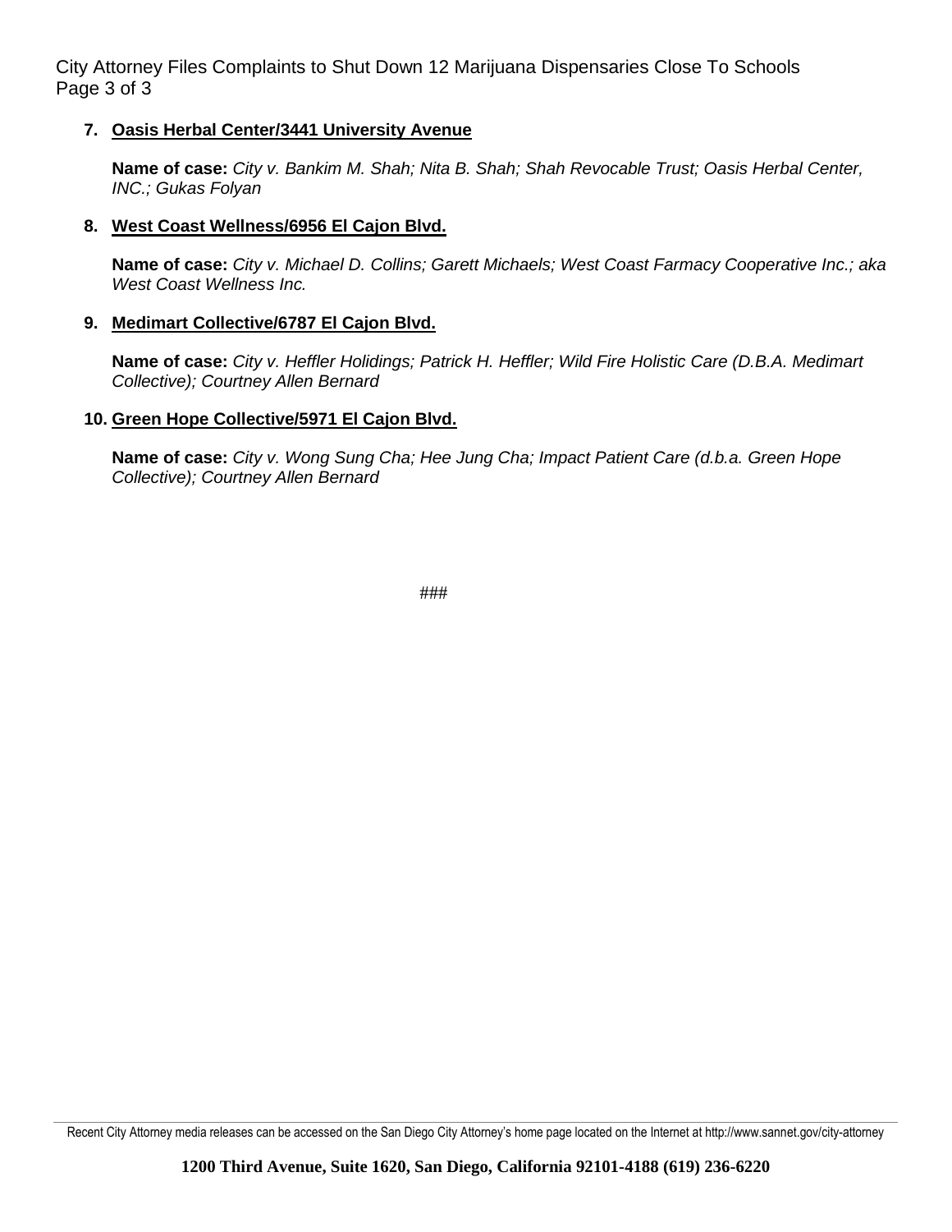7. **Oasis Herbal Center/3441 University Avenue**

   **Name of case:** *City v. Bankim M. Shah; Nita B. Shah; Shah Revocable Trust; Oasis Herbal Center, INC.; Gukas Folyan*

8. **West Coast Wellness/6956 El Cajon Blvd.**

   **Name of case:** *City v. Michael D. Collins; Garett Michaels; West Coast Farmacy Cooperative Inc.; aka West Coast Wellness Inc.*

9. **Medimart Collective/6787 El Cajon Blvd.**

   **Name of case:** *City v. Heffler Holidings; Patrick H. Heffler; Wild Fire Holistic Care (D.B.A. Medimart Collective); Courtney Allen Bernard*

10. **Green Hope Collective/5971 El Cajon Blvd.**

    **Name of case:** *City v. Wong Sung Cha; Hee Jung Cha; Impact Patient Care (d.b.a. Green Hope Collective); Courtney Allen Bernard*

###

Recent City Attorney media releases can be accessed on the San Diego City Attorney's home page located on the Internet at http://www.sannet.gov/city-attorney

**1200 Third Avenue, Suite 1620, San Diego, California 92101-4188 (619) 236-6220**